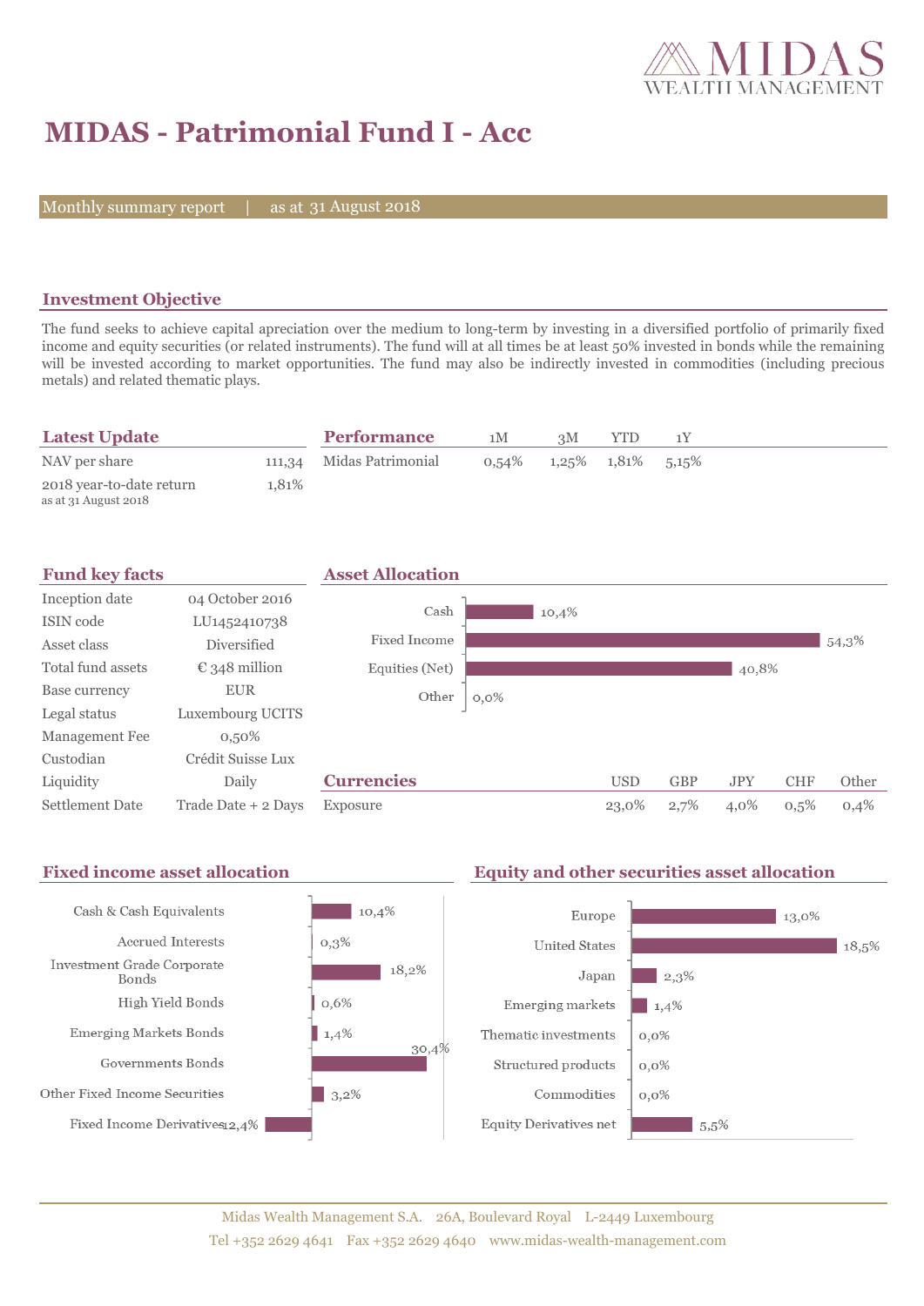# MIDAS - Patrimonial Fund I - Acc

Monthly summary report | as at 31 August 2018

## Investment Objective

The fund seeks to achieve capital apreciation over the medium to long-term by investing in a diversified portfolio of primarily fixed income and equity securities (or related instruments). The fund will at all times be at least 50% invested in bonds while the remaining will be invested according to market opportunities. The fund may also be indirectly invested in commodities (including precious metals) and related thematic plays.

## Latest Update

| | |
|---|---|
| NAV per share | 111,34 |
| 2018 year-to-date return<br>as at 31 August 2018 | 1,81% |

## Performance

| | 1M | 3M | YTD | 1Y |
|---|---|---|---|---|
| Midas Patrimonial | 0,54% | 1,25% | 1,81% | 5,15% |

## Fund key facts

| | |
|---|---|
| Inception date | 04 October 2016 |
| ISIN code | LU1452410738 |
| Asset class | Diversified |
| Total fund assets | € 348 million |
| Base currency | EUR |
| Legal status | Luxembourg UCITS |
| Management Fee | 0,50% |
| Custodian | Crédit Suisse Lux |
| Liquidity | Daily |
| Settlement Date | Trade Date + 2 Days |

## Asset Allocation

| | |
|---|---|
| Cash | 10,4% |
| Fixed Income | 54,3% |
| Equities (Net) | 40,8% |
| Other | 0,0% |

## Currencies

| | USD | GBP | JPY | CHF | Other |
|---|---|---|---|---|---|
| Exposure | 23,0% | 2,7% | 4,0% | 0,5% | 0,4% |

## Fixed income asset allocation

| | |
|---|---|
| Cash & Cash Equivalents | 10,4% |
| Accrued Interests | 0,3% |
| Investment Grade Corporate Bonds | 18,2% |
| High Yield Bonds | 0,6% |
| Emerging Markets Bonds | 1,4% |
| Governments Bonds | 30,4% |
| Other Fixed Income Securities | 3,2% |
| Fixed Income Derivatives | -12,4% |

## Equity and other securities asset allocation

| | |
|---|---|
| Europe | 13,0% |
| United States | 18,5% |
| Japan | 2,3% |
| Emerging markets | 1,4% |
| Thematic investments | 0,0% |
| Structured products | 0,0% |
| Commodities | 0,0% |
| Equity Derivatives net | 5,5% |

Midas Wealth Management S.A. 26A, Boulevard Royal L-2449 Luxembourg
Tel +352 2629 4641 Fax +352 2629 4640 www.midas-wealth-management.com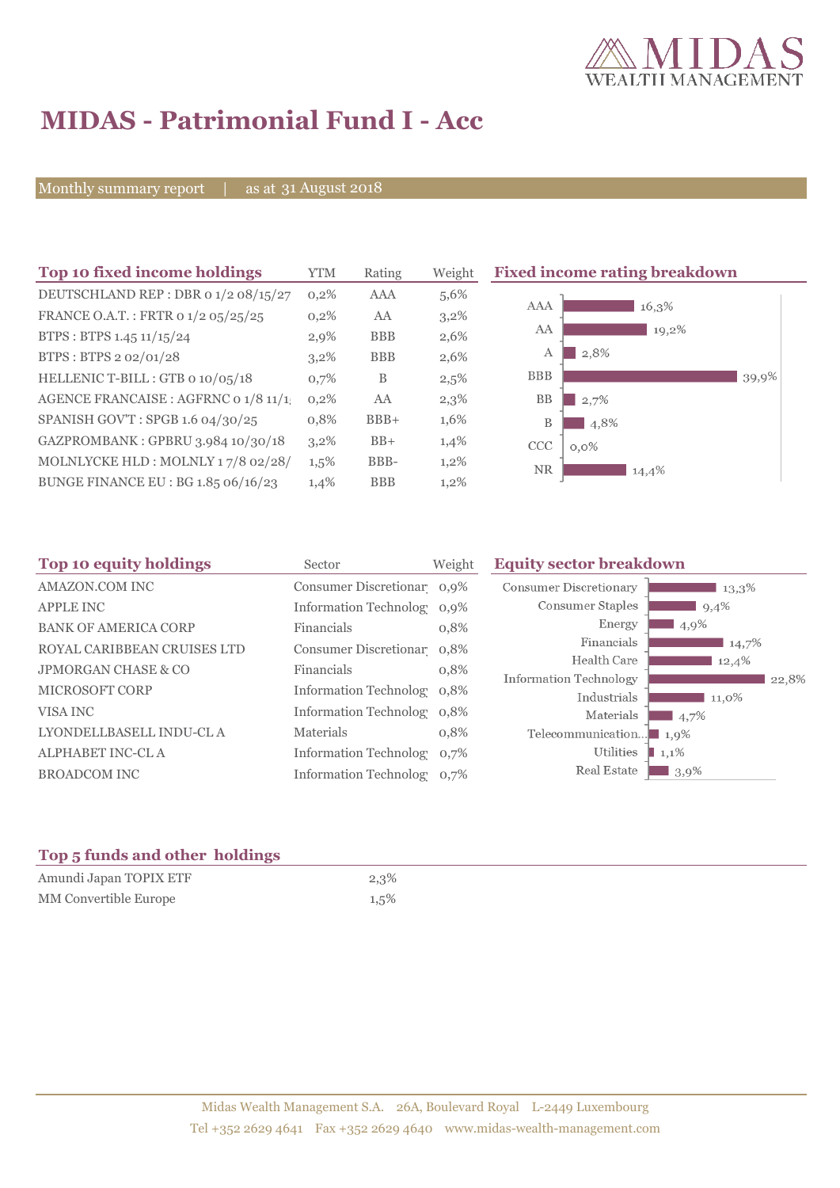# MIDAS - Patrimonial Fund I - Acc

Monthly summary report | as at 31 August 2018

## Top 10 fixed income holdings

| Top 10 fixed income holdings | YTM | Rating | Weight |
|---|---|---|---|
| DEUTSCHLAND REP : DBR 0 1/2 08/15/27 | 0,2% | AAA | 5,6% |
| FRANCE O.A.T. : FRTR 0 1/2 05/25/25 | 0,2% | AA | 3,2% |
| BTPS : BTPS 1.45 11/15/24 | 2,9% | BBB | 2,6% |
| BTPS : BTPS 2 02/01/28 | 3,2% | BBB | 2,6% |
| HELLENIC T-BILL : GTB 0 10/05/18 | 0,7% | B | 2,5% |
| AGENCE FRANCAISE : AGFRNC 0 1/8 11/1 | 0,2% | AA | 2,3% |
| SPANISH GOV'T : SPGB 1.6 04/30/25 | 0,8% | BBB+ | 1,6% |
| GAZPROMBANK : GPBRU 3.984 10/30/18 | 3,2% | BB+ | 1,4% |
| MOLNLYCKE HLD : MOLNLY 1 7/8 02/28/ | 1,5% | BBB- | 1,2% |
| BUNGE FINANCE EU : BG 1.85 06/16/23 | 1,4% | BBB | 1,2% |

## Fixed income rating breakdown

| Rating | Weight |
|---|---|
| AAA | 16,3% |
| AA | 19,2% |
| A | 2,8% |
| BBB | 39,9% |
| BB | 2,7% |
| B | 4,8% |
| CCC | 0,0% |
| NR | 14,4% |

## Top 10 equity holdings

| Top 10 equity holdings | Sector | Weight |
|---|---|---|
| AMAZON.COM INC | Consumer Discretionar | 0,9% |
| APPLE INC | Information Technolog | 0,9% |
| BANK OF AMERICA CORP | Financials | 0,8% |
| ROYAL CARIBBEAN CRUISES LTD | Consumer Discretionar | 0,8% |
| JPMORGAN CHASE & CO | Financials | 0,8% |
| MICROSOFT CORP | Information Technolog | 0,8% |
| VISA INC | Information Technolog | 0,8% |
| LYONDELLBASELL INDU-CL A | Materials | 0,8% |
| ALPHABET INC-CL A | Information Technolog | 0,7% |
| BROADCOM INC | Information Technolog | 0,7% |

## Equity sector breakdown

| Sector | Weight |
|---|---|
| Consumer Discretionary | 13,3% |
| Consumer Staples | 9,4% |
| Energy | 4,9% |
| Financials | 14,7% |
| Health Care | 12,4% |
| Information Technology | 22,8% |
| Industrials | 11,0% |
| Materials | 4,7% |
| Telecommunication... | 1,9% |
| Utilities | 1,1% |
| Real Estate | 3,9% |

## Top 5 funds and other holdings

| Top 5 funds and other holdings | |
|---|---|
| Amundi Japan TOPIX ETF | 2,3% |
| MM Convertible Europe | 1,5% |

Midas Wealth Management S.A. 26A, Boulevard Royal L-2449 Luxembourg
Tel +352 2629 4641 Fax +352 2629 4640 www.midas-wealth-management.com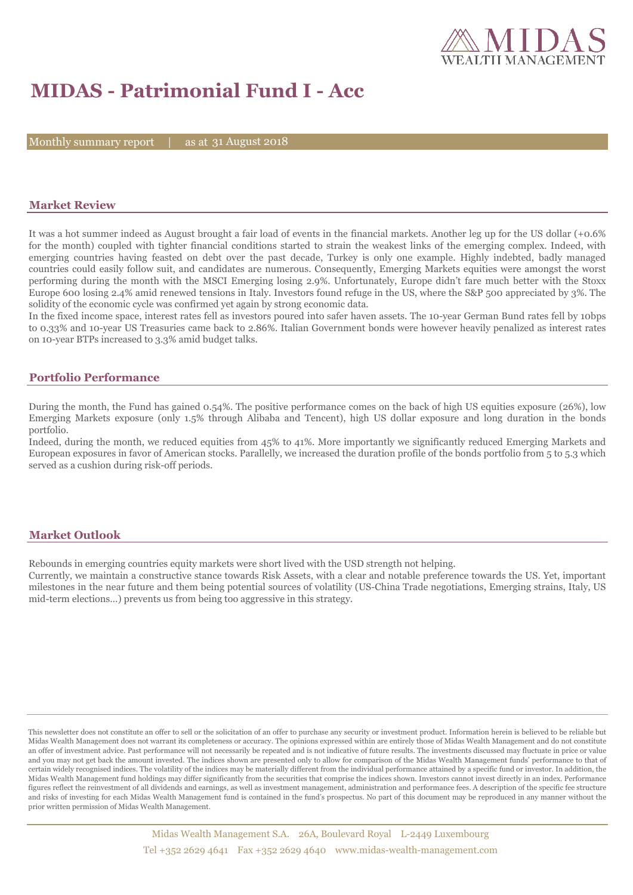# MIDAS - Patrimonial Fund I - Acc

Monthly summary report | as at 31 August 2018

## Market Review

It was a hot summer indeed as August brought a fair load of events in the financial markets. Another leg up for the US dollar (+0.6% for the month) coupled with tighter financial conditions started to strain the weakest links of the emerging complex. Indeed, with emerging countries having feasted on debt over the past decade, Turkey is only one example. Highly indebted, badly managed countries could easily follow suit, and candidates are numerous. Consequently, Emerging Markets equities were amongst the worst performing during the month with the MSCI Emerging losing 2.9%. Unfortunately, Europe didn't fare much better with the Stoxx Europe 600 losing 2.4% amid renewed tensions in Italy. Investors found refuge in the US, where the S&P 500 appreciated by 3%. The solidity of the economic cycle was confirmed yet again by strong economic data.
In the fixed income space, interest rates fell as investors poured into safer haven assets. The 10-year German Bund rates fell by 10bps to 0.33% and 10-year US Treasuries came back to 2.86%. Italian Government bonds were however heavily penalized as interest rates on 10-year BTPs increased to 3.3% amid budget talks.

## Portfolio Performance

During the month, the Fund has gained 0.54%. The positive performance comes on the back of high US equities exposure (26%), low Emerging Markets exposure (only 1.5% through Alibaba and Tencent), high US dollar exposure and long duration in the bonds portfolio.
Indeed, during the month, we reduced equities from 45% to 41%. More importantly we significantly reduced Emerging Markets and European exposures in favor of American stocks. Parallelly, we increased the duration profile of the bonds portfolio from 5 to 5.3 which served as a cushion during risk-off periods.

## Market Outlook

Rebounds in emerging countries equity markets were short lived with the USD strength not helping.
Currently, we maintain a constructive stance towards Risk Assets, with a clear and notable preference towards the US. Yet, important milestones in the near future and them being potential sources of volatility (US-China Trade negotiations, Emerging strains, Italy, US mid-term elections…) prevents us from being too aggressive in this strategy.

This newsletter does not constitute an offer to sell or the solicitation of an offer to purchase any security or investment product. Information herein is believed to be reliable but Midas Wealth Management does not warrant its completeness or accuracy. The opinions expressed within are entirely those of Midas Wealth Management and do not constitute an offer of investment advice. Past performance will not necessarily be repeated and is not indicative of future results. The investments discussed may fluctuate in price or value and you may not get back the amount invested. The indices shown are presented only to allow for comparison of the Midas Wealth Management funds' performance to that of certain widely recognised indices. The volatility of the indices may be materially different from the individual performance attained by a specific fund or investor. In addition, the Midas Wealth Management fund holdings may differ significantly from the securities that comprise the indices shown. Investors cannot invest directly in an index. Performance figures reflect the reinvestment of all dividends and earnings, as well as investment management, administration and performance fees. A description of the specific fee structure and risks of investing for each Midas Wealth Management fund is contained in the fund's prospectus. No part of this document may be reproduced in any manner without the prior written permission of Midas Wealth Management.

Midas Wealth Management S.A. 26A, Boulevard Royal L-2449 Luxembourg
Tel +352 2629 4641 Fax +352 2629 4640 www.midas-wealth-management.com